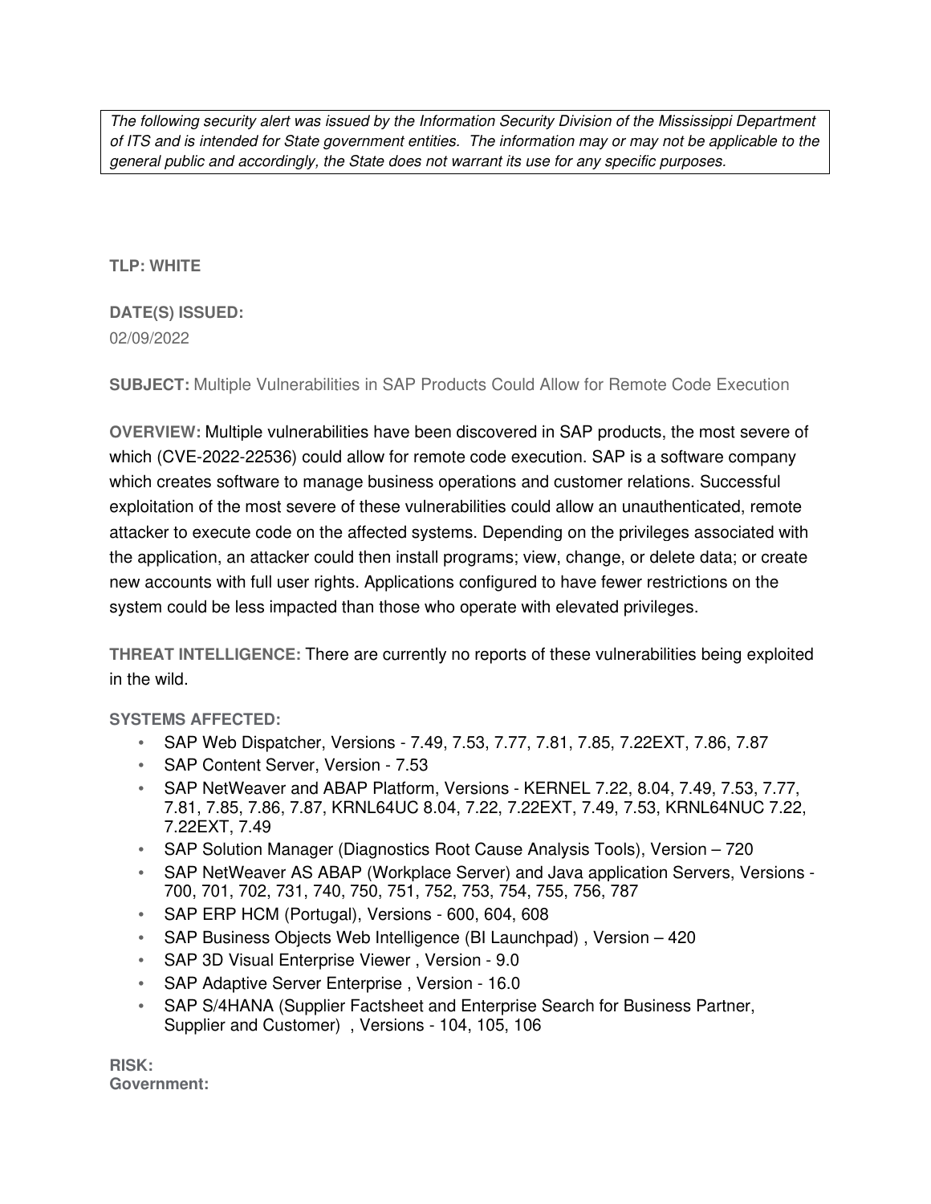*The following security alert was issued by the Information Security Division of the Mississippi Department of ITS and is intended for State government entities. The information may or may not be applicable to the general public and accordingly, the State does not warrant its use for any specific purposes.*

**TLP: WHITE**

**DATE(S) ISSUED:**
02/09/2022

**SUBJECT:** Multiple Vulnerabilities in SAP Products Could Allow for Remote Code Execution

**OVERVIEW:** Multiple vulnerabilities have been discovered in SAP products, the most severe of which (CVE-2022-22536) could allow for remote code execution. SAP is a software company which creates software to manage business operations and customer relations. Successful exploitation of the most severe of these vulnerabilities could allow an unauthenticated, remote attacker to execute code on the affected systems. Depending on the privileges associated with the application, an attacker could then install programs; view, change, or delete data; or create new accounts with full user rights. Applications configured to have fewer restrictions on the system could be less impacted than those who operate with elevated privileges.

**THREAT INTELLIGENCE:** There are currently no reports of these vulnerabilities being exploited in the wild.

**SYSTEMS AFFECTED:**

- SAP Web Dispatcher, Versions - 7.49, 7.53, 7.77, 7.81, 7.85, 7.22EXT, 7.86, 7.87
- SAP Content Server, Version - 7.53
- SAP NetWeaver and ABAP Platform, Versions - KERNEL 7.22, 8.04, 7.49, 7.53, 7.77, 7.81, 7.85, 7.86, 7.87, KRNL64UC 8.04, 7.22, 7.22EXT, 7.49, 7.53, KRNL64NUC 7.22, 7.22EXT, 7.49
- SAP Solution Manager (Diagnostics Root Cause Analysis Tools), Version – 720
- SAP NetWeaver AS ABAP (Workplace Server) and Java application Servers, Versions - 700, 701, 702, 731, 740, 750, 751, 752, 753, 754, 755, 756, 787
- SAP ERP HCM (Portugal), Versions - 600, 604, 608
- SAP Business Objects Web Intelligence (BI Launchpad) , Version – 420
- SAP 3D Visual Enterprise Viewer , Version - 9.0
- SAP Adaptive Server Enterprise , Version - 16.0
- SAP S/4HANA (Supplier Factsheet and Enterprise Search for Business Partner, Supplier and Customer) , Versions - 104, 105, 106

**RISK:**
**Government:**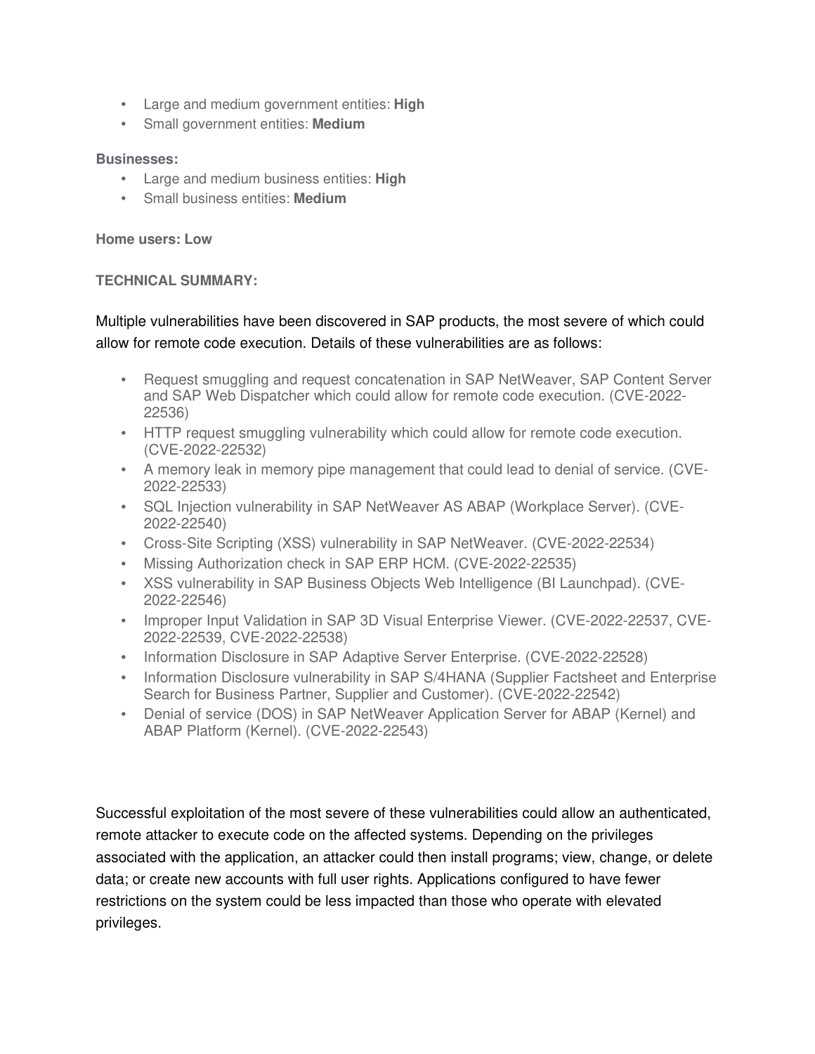- Large and medium government entities: **High**
- Small government entities: **Medium**

**Businesses:**

- Large and medium business entities: **High**
- Small business entities: **Medium**

**Home users: Low**

**TECHNICAL SUMMARY:**

Multiple vulnerabilities have been discovered in SAP products, the most severe of which could allow for remote code execution. Details of these vulnerabilities are as follows:

- Request smuggling and request concatenation in SAP NetWeaver, SAP Content Server and SAP Web Dispatcher which could allow for remote code execution. (CVE-2022-22536)
- HTTP request smuggling vulnerability which could allow for remote code execution. (CVE-2022-22532)
- A memory leak in memory pipe management that could lead to denial of service. (CVE-2022-22533)
- SQL Injection vulnerability in SAP NetWeaver AS ABAP (Workplace Server). (CVE-2022-22540)
- Cross-Site Scripting (XSS) vulnerability in SAP NetWeaver. (CVE-2022-22534)
- Missing Authorization check in SAP ERP HCM. (CVE-2022-22535)
- XSS vulnerability in SAP Business Objects Web Intelligence (BI Launchpad). (CVE-2022-22546)
- Improper Input Validation in SAP 3D Visual Enterprise Viewer. (CVE-2022-22537, CVE-2022-22539, CVE-2022-22538)
- Information Disclosure in SAP Adaptive Server Enterprise. (CVE-2022-22528)
- Information Disclosure vulnerability in SAP S/4HANA (Supplier Factsheet and Enterprise Search for Business Partner, Supplier and Customer). (CVE-2022-22542)
- Denial of service (DOS) in SAP NetWeaver Application Server for ABAP (Kernel) and ABAP Platform (Kernel). (CVE-2022-22543)

Successful exploitation of the most severe of these vulnerabilities could allow an authenticated, remote attacker to execute code on the affected systems. Depending on the privileges associated with the application, an attacker could then install programs; view, change, or delete data; or create new accounts with full user rights. Applications configured to have fewer restrictions on the system could be less impacted than those who operate with elevated privileges.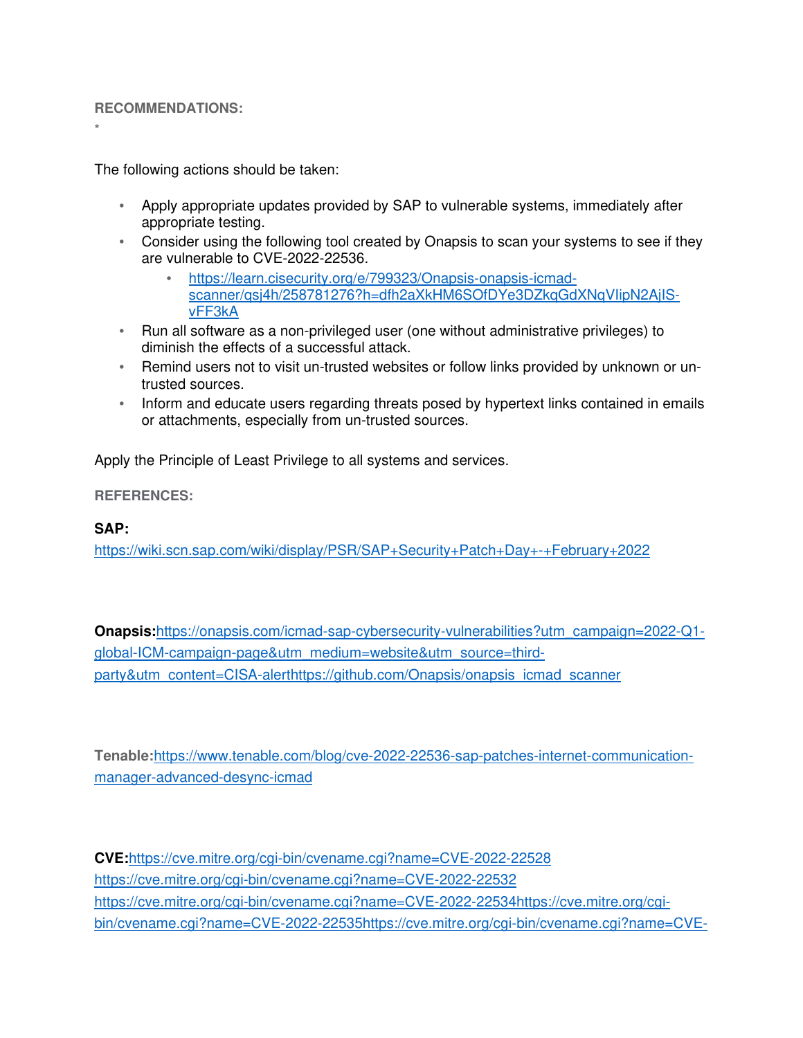**RECOMMENDATIONS:**

*

The following actions should be taken:

- Apply appropriate updates provided by SAP to vulnerable systems, immediately after appropriate testing.
- Consider using the following tool created by Onapsis to scan your systems to see if they are vulnerable to CVE-2022-22536.
  - https://learn.cisecurity.org/e/799323/Onapsis-onapsis-icmad-scanner/qsj4h/258781276?h=dfh2aXkHM6SOfDYe3DZkqGdXNqVIipN2AjIS-vFF3kA
- Run all software as a non-privileged user (one without administrative privileges) to diminish the effects of a successful attack.
- Remind users not to visit un-trusted websites or follow links provided by unknown or un-trusted sources.
- Inform and educate users regarding threats posed by hypertext links contained in emails or attachments, especially from un-trusted sources.

Apply the Principle of Least Privilege to all systems and services.

**REFERENCES:**

**SAP:**
https://wiki.scn.sap.com/wiki/display/PSR/SAP+Security+Patch+Day+-+February+2022

**Onapsis:**https://onapsis.com/icmad-sap-cybersecurity-vulnerabilities?utm_campaign=2022-Q1-global-ICM-campaign-page&utm_medium=website&utm_source=third-party&utm_content=CISA-alerthttps://github.com/Onapsis/onapsis_icmad_scanner

**Tenable:**https://www.tenable.com/blog/cve-2022-22536-sap-patches-internet-communication-manager-advanced-desync-icmad

**CVE:**https://cve.mitre.org/cgi-bin/cvename.cgi?name=CVE-2022-22528
https://cve.mitre.org/cgi-bin/cvename.cgi?name=CVE-2022-22532
https://cve.mitre.org/cgi-bin/cvename.cgi?name=CVE-2022-22534https://cve.mitre.org/cgi-bin/cvename.cgi?name=CVE-2022-22535https://cve.mitre.org/cgi-bin/cvename.cgi?name=CVE-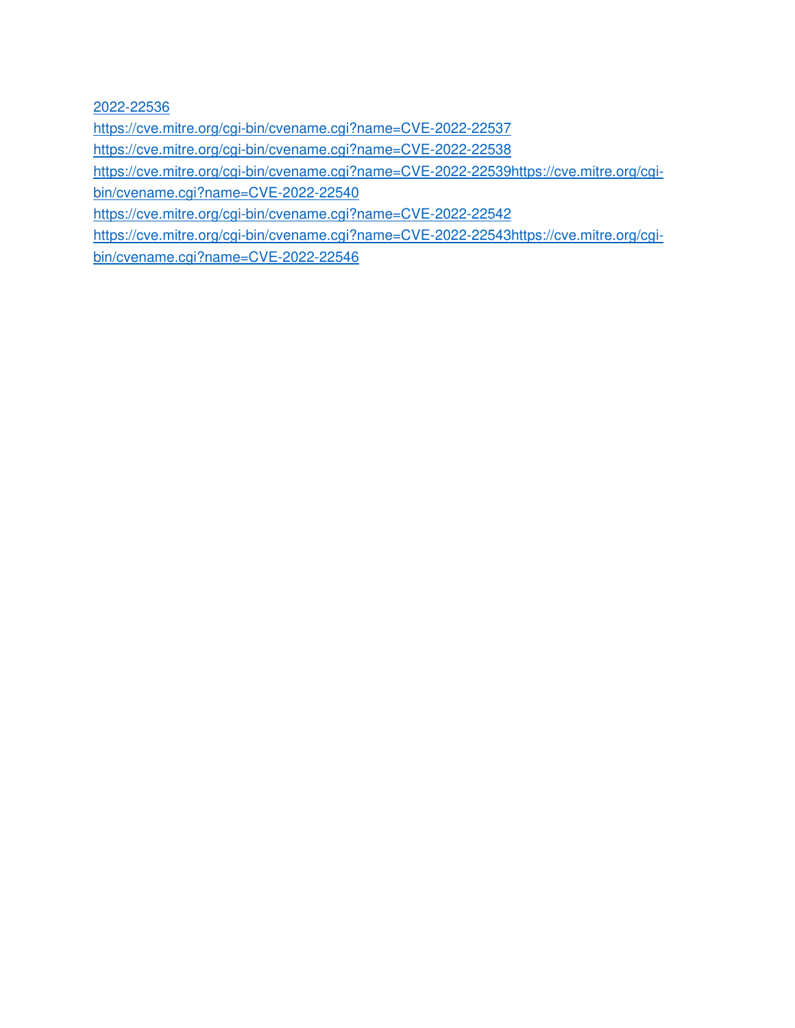2022-22536
https://cve.mitre.org/cgi-bin/cvename.cgi?name=CVE-2022-22537
https://cve.mitre.org/cgi-bin/cvename.cgi?name=CVE-2022-22538
https://cve.mitre.org/cgi-bin/cvename.cgi?name=CVE-2022-22539https://cve.mitre.org/cgi-bin/cvename.cgi?name=CVE-2022-22540
https://cve.mitre.org/cgi-bin/cvename.cgi?name=CVE-2022-22542
https://cve.mitre.org/cgi-bin/cvename.cgi?name=CVE-2022-22543https://cve.mitre.org/cgi-bin/cvename.cgi?name=CVE-2022-22546